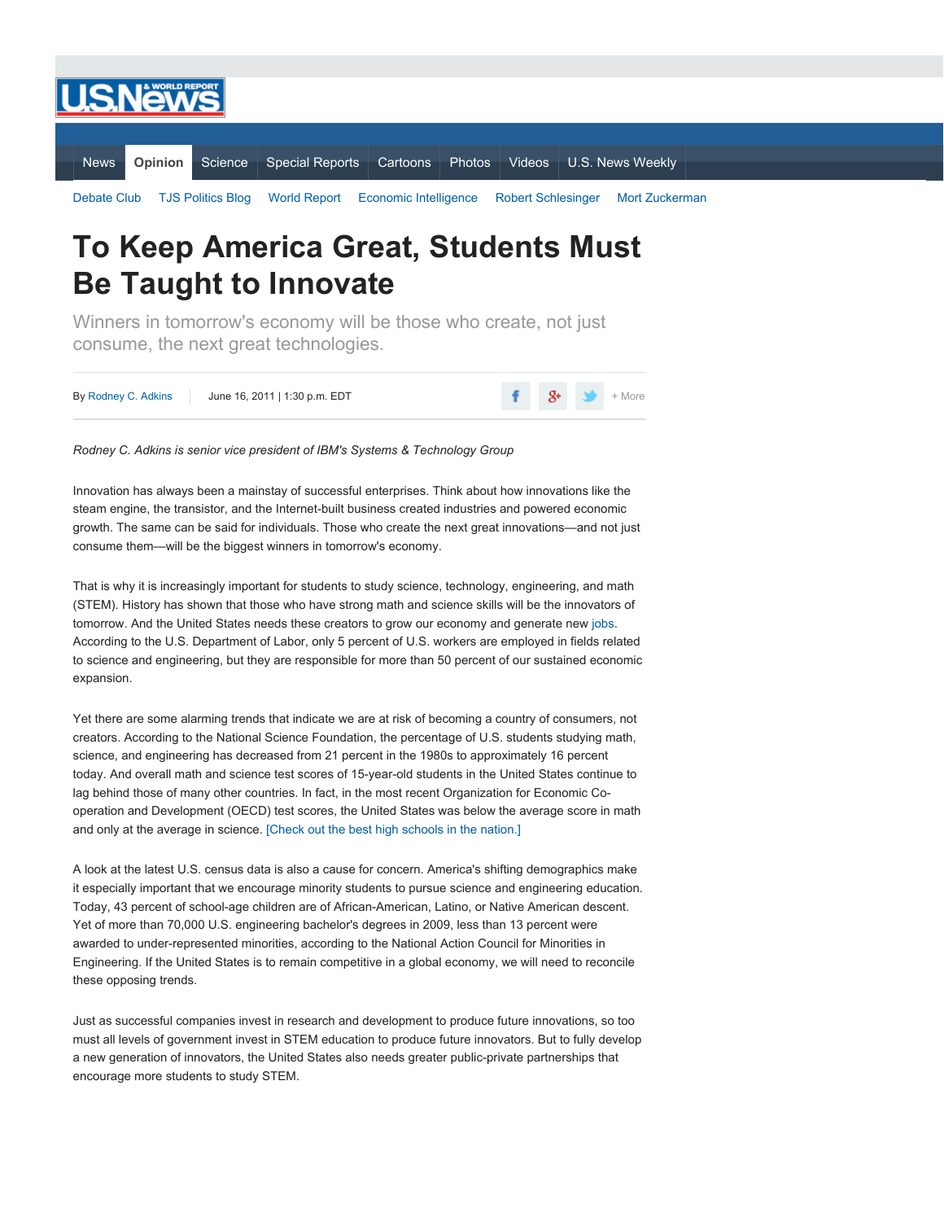# To Keep America Great, Students Must Be Taught to Innovate

Winners in tomorrow's economy will be those who create, not just consume, the next great technologies.

By Rodney C. Adkins | June 16, 2011 | 1:30 p.m. EDT

*Rodney C. Adkins is senior vice president of IBM's Systems & Technology Group*

Innovation has always been a mainstay of successful enterprises. Think about how innovations like the steam engine, the transistor, and the Internet-built business created industries and powered economic growth. The same can be said for individuals. Those who create the next great innovations—and not just consume them—will be the biggest winners in tomorrow's economy.

That is why it is increasingly important for students to study science, technology, engineering, and math (STEM). History has shown that those who have strong math and science skills will be the innovators of tomorrow. And the United States needs these creators to grow our economy and generate new jobs. According to the U.S. Department of Labor, only 5 percent of U.S. workers are employed in fields related to science and engineering, but they are responsible for more than 50 percent of our sustained economic expansion.

Yet there are some alarming trends that indicate we are at risk of becoming a country of consumers, not creators. According to the National Science Foundation, the percentage of U.S. students studying math, science, and engineering has decreased from 21 percent in the 1980s to approximately 16 percent today. And overall math and science test scores of 15-year-old students in the United States continue to lag behind those of many other countries. In fact, in the most recent Organization for Economic Co-operation and Development (OECD) test scores, the United States was below the average score in math and only at the average in science. [Check out the best high schools in the nation.]

A look at the latest U.S. census data is also a cause for concern. America's shifting demographics make it especially important that we encourage minority students to pursue science and engineering education. Today, 43 percent of school-age children are of African-American, Latino, or Native American descent. Yet of more than 70,000 U.S. engineering bachelor's degrees in 2009, less than 13 percent were awarded to under-represented minorities, according to the National Action Council for Minorities in Engineering. If the United States is to remain competitive in a global economy, we will need to reconcile these opposing trends.

Just as successful companies invest in research and development to produce future innovations, so too must all levels of government invest in STEM education to produce future innovators. But to fully develop a new generation of innovators, the United States also needs greater public-private partnerships that encourage more students to study STEM.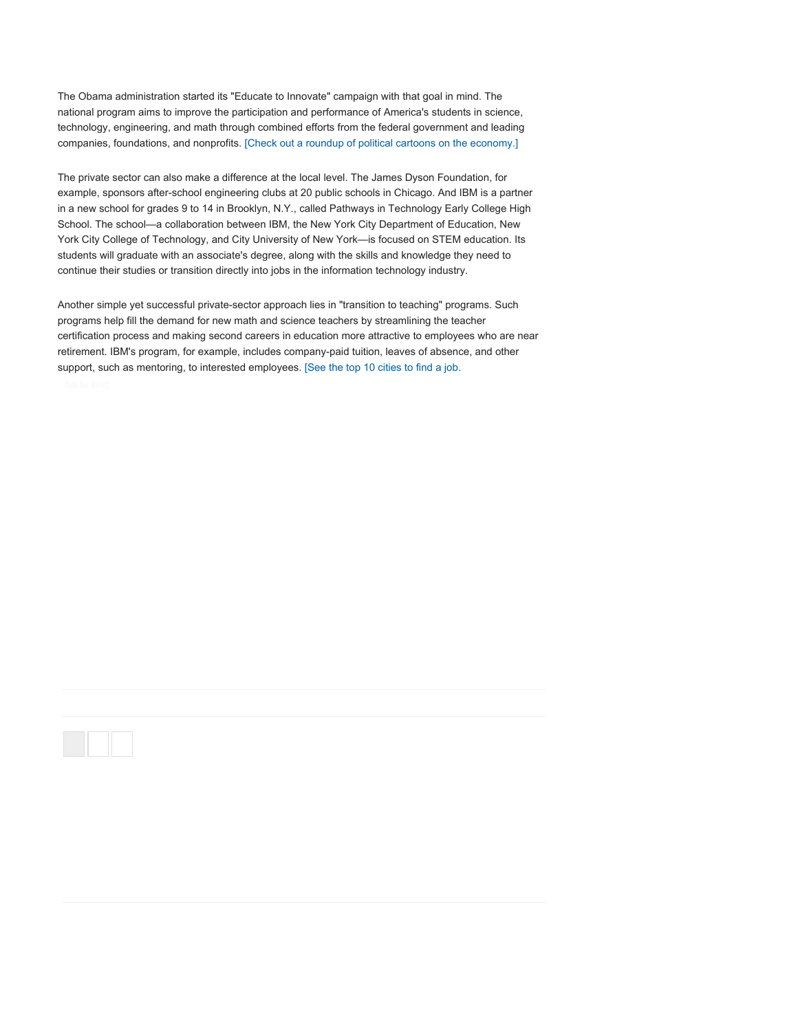The Obama administration started its "Educate to Innovate" campaign with that goal in mind. The national program aims to improve the participation and performance of America's students in science, technology, engineering, and math through combined efforts from the federal government and leading companies, foundations, and nonprofits. [Check out a roundup of political cartoons on the economy.]

The private sector can also make a difference at the local level. The James Dyson Foundation, for example, sponsors after-school engineering clubs at 20 public schools in Chicago. And IBM is a partner in a new school for grades 9 to 14 in Brooklyn, N.Y., called Pathways in Technology Early College High School. The school—a collaboration between IBM, the New York City Department of Education, New York City College of Technology, and City University of New York—is focused on STEM education. Its students will graduate with an associate's degree, along with the skills and knowledge they need to continue their studies or transition directly into jobs in the information technology industry.

Another simple yet successful private-sector approach lies in "transition to teaching" programs. Such programs help fill the demand for new math and science teachers by streamlining the teacher certification process and making second careers in education more attractive to employees who are near retirement. IBM's program, for example, includes company-paid tuition, leaves of absence, and other support, such as mentoring, to interested employees. [See the top 10 cities to find a job.